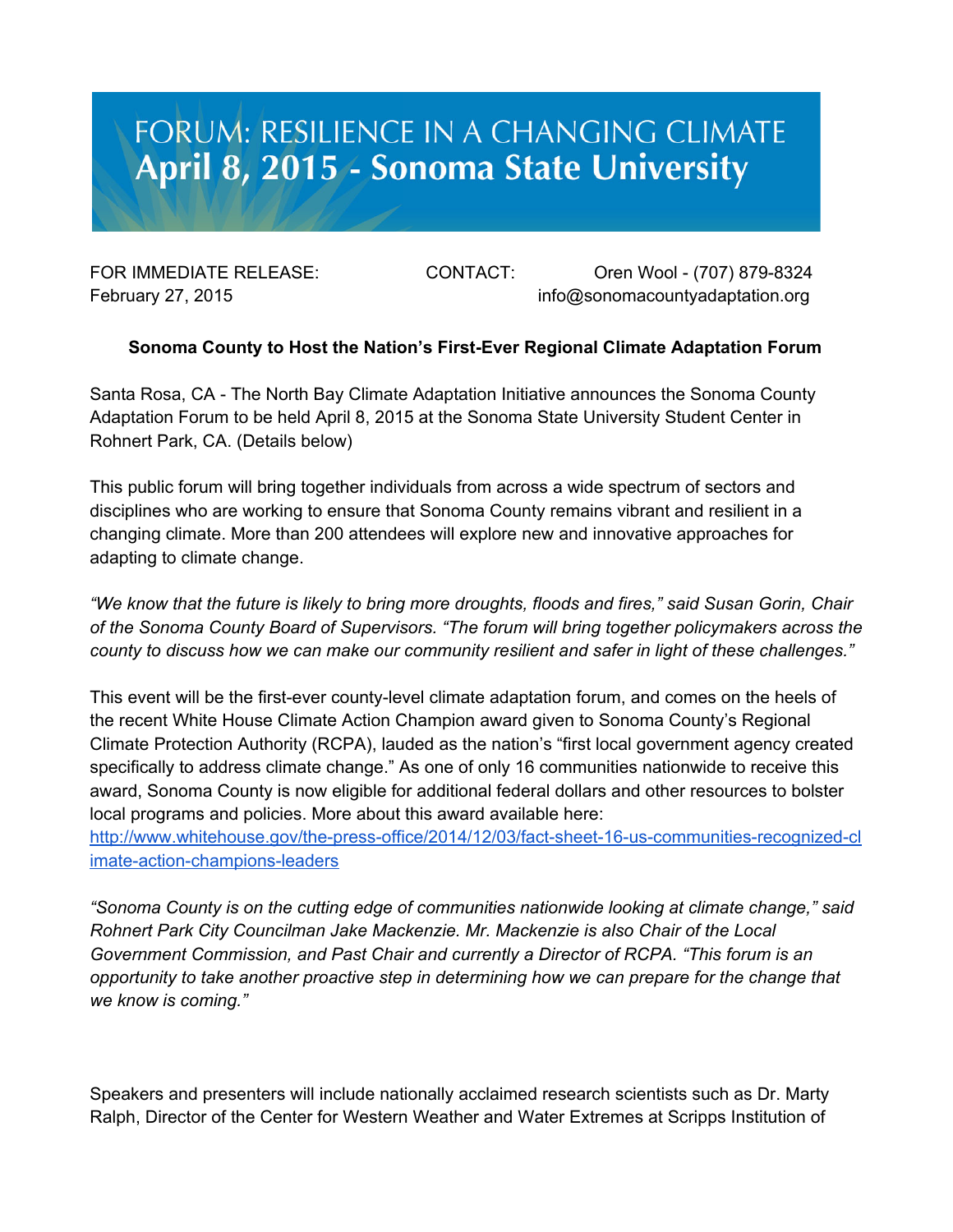# FORUM: RESILIENCE IN A CHANGING CLIMATE
## April 8, 2015 - Sonoma State University

FOR IMMEDIATE RELEASE:
February 27, 2015

CONTACT: Oren Wool - (707) 879-8324
info@sonomacountyadaptation.org

**Sonoma County to Host the Nation's First-Ever Regional Climate Adaptation Forum**

Santa Rosa, CA - The North Bay Climate Adaptation Initiative announces the Sonoma County Adaptation Forum to be held April 8, 2015 at the Sonoma State University Student Center in Rohnert Park, CA. (Details below)

This public forum will bring together individuals from across a wide spectrum of sectors and disciplines who are working to ensure that Sonoma County remains vibrant and resilient in a changing climate. More than 200 attendees will explore new and innovative approaches for adapting to climate change.

*"We know that the future is likely to bring more droughts, floods and fires," said Susan Gorin, Chair of the Sonoma County Board of Supervisors. "The forum will bring together policymakers across the county to discuss how we can make our community resilient and safer in light of these challenges."*

This event will be the first-ever county-level climate adaptation forum, and comes on the heels of the recent White House Climate Action Champion award given to Sonoma County's Regional Climate Protection Authority (RCPA), lauded as the nation's "first local government agency created specifically to address climate change." As one of only 16 communities nationwide to receive this award, Sonoma County is now eligible for additional federal dollars and other resources to bolster local programs and policies. More about this award available here: [http://www.whitehouse.gov/the-press-office/2014/12/03/fact-sheet-16-us-communities-recognized-climate-action-champions-leaders](http://www.whitehouse.gov/the-press-office/2014/12/03/fact-sheet-16-us-communities-recognized-climate-action-champions-leaders)

*"Sonoma County is on the cutting edge of communities nationwide looking at climate change," said Rohnert Park City Councilman Jake Mackenzie. Mr. Mackenzie is also Chair of the Local Government Commission, and Past Chair and currently a Director of RCPA. "This forum is an opportunity to take another proactive step in determining how we can prepare for the change that we know is coming."*

Speakers and presenters will include nationally acclaimed research scientists such as Dr. Marty Ralph, Director of the Center for Western Weather and Water Extremes at Scripps Institution of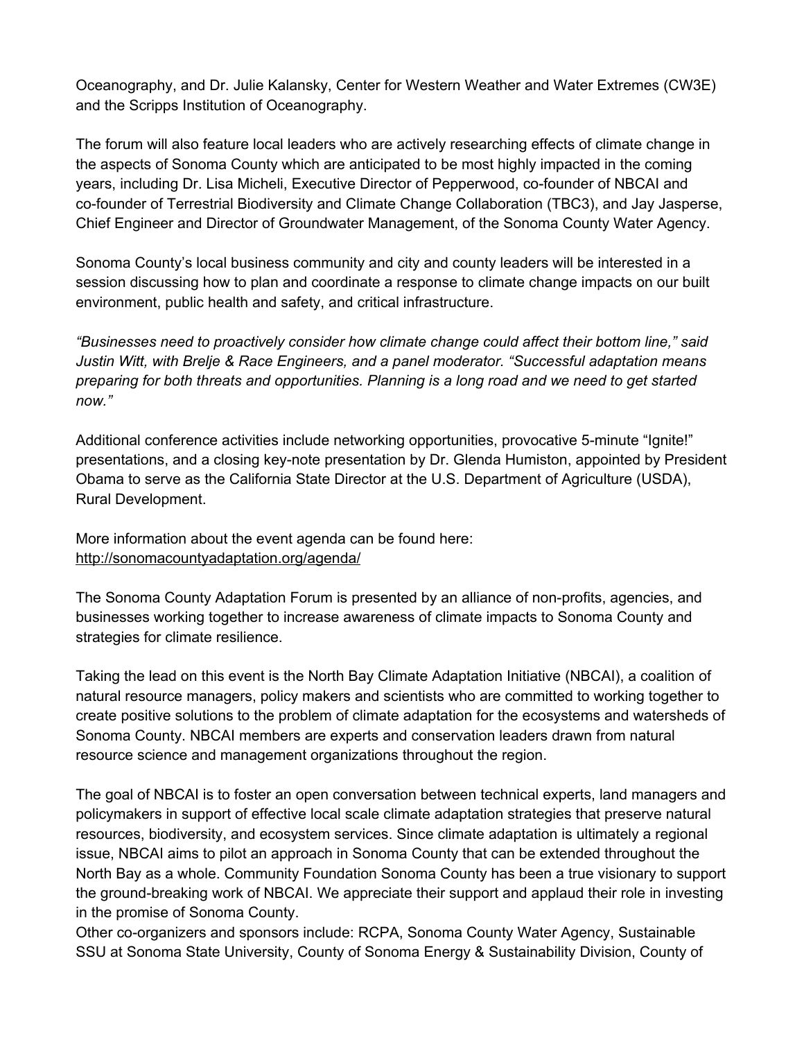Oceanography, and Dr. Julie Kalansky, Center for Western Weather and Water Extremes (CW3E) and the Scripps Institution of Oceanography.

The forum will also feature local leaders who are actively researching effects of climate change in the aspects of Sonoma County which are anticipated to be most highly impacted in the coming years, including Dr. Lisa Micheli, Executive Director of Pepperwood, co-founder of NBCAI and co-founder of Terrestrial Biodiversity and Climate Change Collaboration (TBC3), and Jay Jasperse, Chief Engineer and Director of Groundwater Management, of the Sonoma County Water Agency.

Sonoma County's local business community and city and county leaders will be interested in a session discussing how to plan and coordinate a response to climate change impacts on our built environment, public health and safety, and critical infrastructure.

*"Businesses need to proactively consider how climate change could affect their bottom line," said Justin Witt, with Brelje & Race Engineers, and a panel moderator. "Successful adaptation means preparing for both threats and opportunities. Planning is a long road and we need to get started now."*

Additional conference activities include networking opportunities, provocative 5-minute "Ignite!" presentations, and a closing key-note presentation by Dr. Glenda Humiston, appointed by President Obama to serve as the California State Director at the U.S. Department of Agriculture (USDA), Rural Development.

More information about the event agenda can be found here:
http://sonomacountyadaptation.org/agenda/

The Sonoma County Adaptation Forum is presented by an alliance of non-profits, agencies, and businesses working together to increase awareness of climate impacts to Sonoma County and strategies for climate resilience.

Taking the lead on this event is the North Bay Climate Adaptation Initiative (NBCAI), a coalition of natural resource managers, policy makers and scientists who are committed to working together to create positive solutions to the problem of climate adaptation for the ecosystems and watersheds of Sonoma County. NBCAI members are experts and conservation leaders drawn from natural resource science and management organizations throughout the region.

The goal of NBCAI is to foster an open conversation between technical experts, land managers and policymakers in support of effective local scale climate adaptation strategies that preserve natural resources, biodiversity, and ecosystem services. Since climate adaptation is ultimately a regional issue, NBCAI aims to pilot an approach in Sonoma County that can be extended throughout the North Bay as a whole. Community Foundation Sonoma County has been a true visionary to support the ground-breaking work of NBCAI. We appreciate their support and applaud their role in investing in the promise of Sonoma County.
Other co-organizers and sponsors include: RCPA, Sonoma County Water Agency, Sustainable SSU at Sonoma State University, County of Sonoma Energy & Sustainability Division, County of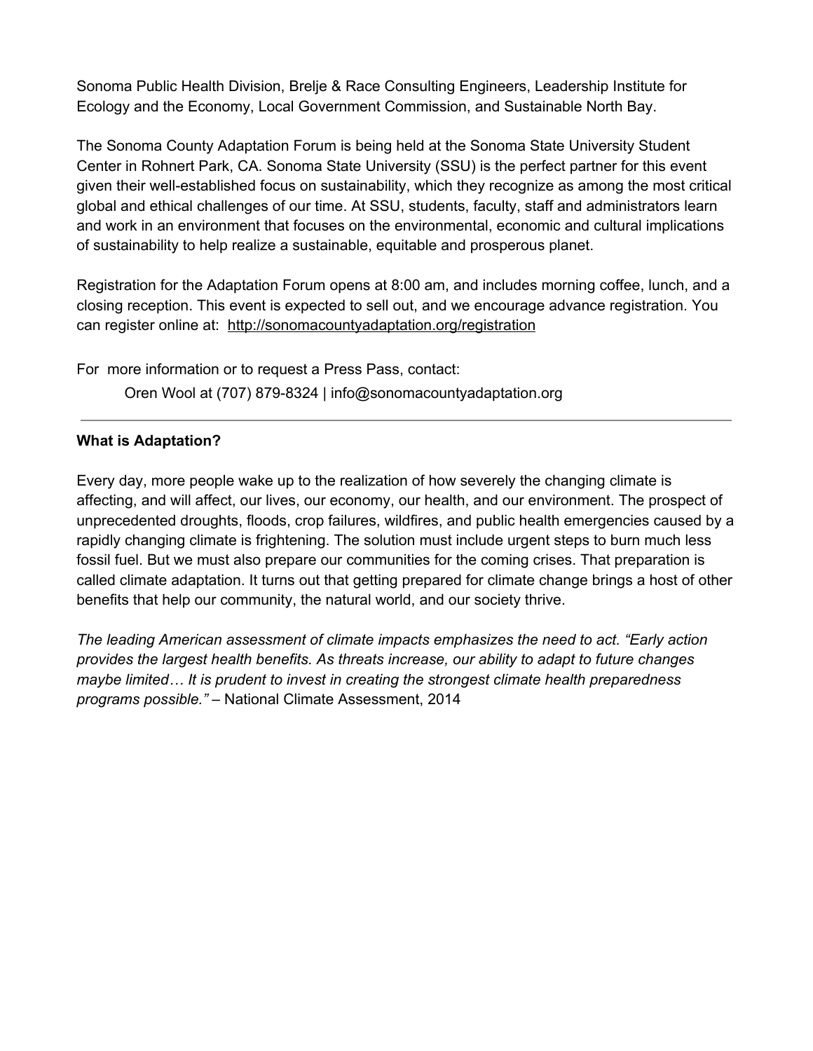Sonoma Public Health Division, Brelje & Race Consulting Engineers, Leadership Institute for Ecology and the Economy, Local Government Commission, and Sustainable North Bay.

The Sonoma County Adaptation Forum is being held at the Sonoma State University Student Center in Rohnert Park, CA. Sonoma State University (SSU) is the perfect partner for this event given their well-established focus on sustainability, which they recognize as among the most critical global and ethical challenges of our time. At SSU, students, faculty, staff and administrators learn and work in an environment that focuses on the environmental, economic and cultural implications of sustainability to help realize a sustainable, equitable and prosperous planet.

Registration for the Adaptation Forum opens at 8:00 am, and includes morning coffee, lunch, and a closing reception. This event is expected to sell out, and we encourage advance registration. You can register online at: http://sonomacountyadaptation.org/registration

For more information or to request a Press Pass, contact:

Oren Wool at (707) 879-8324 | info@sonomacountyadaptation.org

---

**What is Adaptation?**

Every day, more people wake up to the realization of how severely the changing climate is affecting, and will affect, our lives, our economy, our health, and our environment. The prospect of unprecedented droughts, floods, crop failures, wildfires, and public health emergencies caused by a rapidly changing climate is frightening. The solution must include urgent steps to burn much less fossil fuel. But we must also prepare our communities for the coming crises. That preparation is called climate adaptation. It turns out that getting prepared for climate change brings a host of other benefits that help our community, the natural world, and our society thrive.

*The leading American assessment of climate impacts emphasizes the need to act. "Early action provides the largest health benefits. As threats increase, our ability to adapt to future changes maybe limited… It is prudent to invest in creating the strongest climate health preparedness programs possible."* – National Climate Assessment, 2014